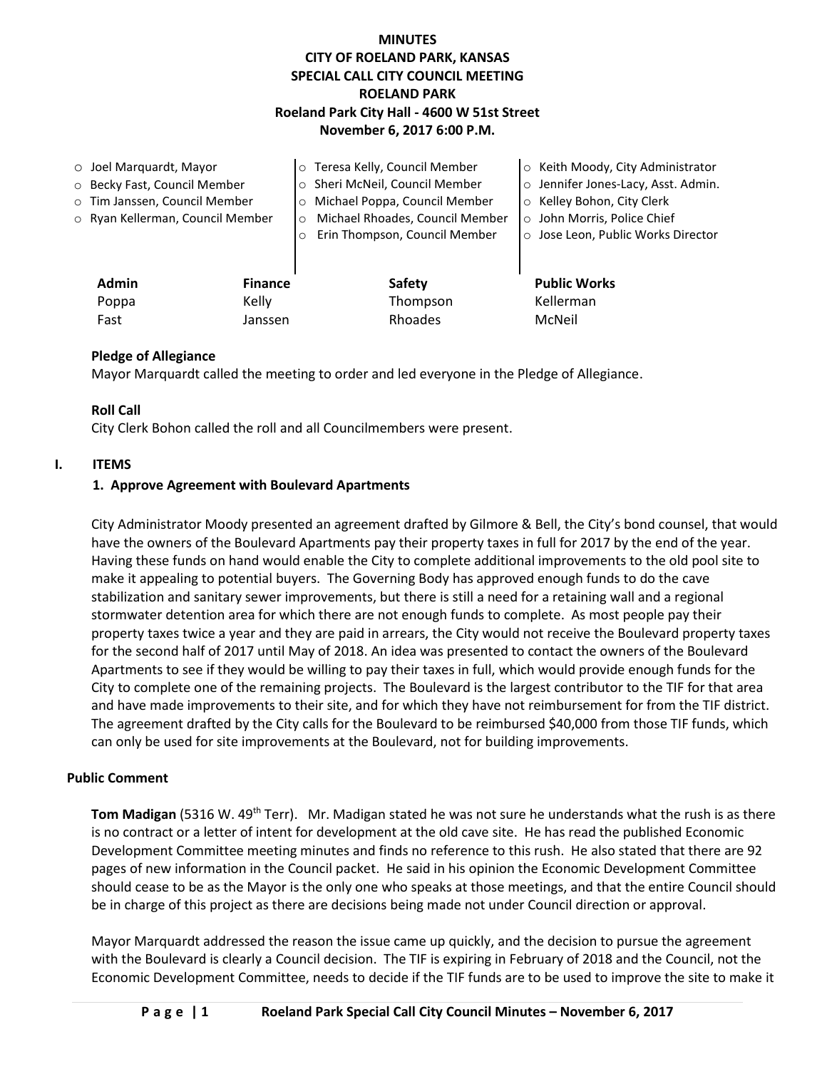# MINUTES
## CITY OF ROELAND PARK, KANSAS
## SPECIAL CALL CITY COUNCIL MEETING
## ROELAND PARK
### Roeland Park City Hall - 4600 W 51st Street
### November 6, 2017 6:00 P.M.

- Joel Marquardt, Mayor
- Becky Fast, Council Member
- Tim Janssen, Council Member
- Ryan Kellerman, Council Member
- Teresa Kelly, Council Member
- Sheri McNeil, Council Member
- Michael Poppa, Council Member
- Michael Rhoades, Council Member
- Erin Thompson, Council Member
- Keith Moody, City Administrator
- Jennifer Jones-Lacy, Asst. Admin.
- Kelley Bohon, City Clerk
- John Morris, Police Chief
- Jose Leon, Public Works Director

| Admin | Finance | Safety | Public Works |
|---|---|---|---|
| Poppa | Kelly | Thompson | Kellerman |
| Fast | Janssen | Rhoades | McNeil |

**Pledge of Allegiance**

Mayor Marquardt called the meeting to order and led everyone in the Pledge of Allegiance.

**Roll Call**

City Clerk Bohon called the roll and all Councilmembers were present.

## I. ITEMS

**1. Approve Agreement with Boulevard Apartments**

City Administrator Moody presented an agreement drafted by Gilmore & Bell, the City's bond counsel, that would have the owners of the Boulevard Apartments pay their property taxes in full for 2017 by the end of the year. Having these funds on hand would enable the City to complete additional improvements to the old pool site to make it appealing to potential buyers. The Governing Body has approved enough funds to do the cave stabilization and sanitary sewer improvements, but there is still a need for a retaining wall and a regional stormwater detention area for which there are not enough funds to complete. As most people pay their property taxes twice a year and they are paid in arrears, the City would not receive the Boulevard property taxes for the second half of 2017 until May of 2018. An idea was presented to contact the owners of the Boulevard Apartments to see if they would be willing to pay their taxes in full, which would provide enough funds for the City to complete one of the remaining projects. The Boulevard is the largest contributor to the TIF for that area and have made improvements to their site, and for which they have not reimbursement for from the TIF district. The agreement drafted by the City calls for the Boulevard to be reimbursed $40,000 from those TIF funds, which can only be used for site improvements at the Boulevard, not for building improvements.

**Public Comment**

**Tom Madigan** (5316 W. 49th Terr). Mr. Madigan stated he was not sure he understands what the rush is as there is no contract or a letter of intent for development at the old cave site. He has read the published Economic Development Committee meeting minutes and finds no reference to this rush. He also stated that there are 92 pages of new information in the Council packet. He said in his opinion the Economic Development Committee should cease to be as the Mayor is the only one who speaks at those meetings, and that the entire Council should be in charge of this project as there are decisions being made not under Council direction or approval.

Mayor Marquardt addressed the reason the issue came up quickly, and the decision to pursue the agreement with the Boulevard is clearly a Council decision. The TIF is expiring in February of 2018 and the Council, not the Economic Development Committee, needs to decide if the TIF funds are to be used to improve the site to make it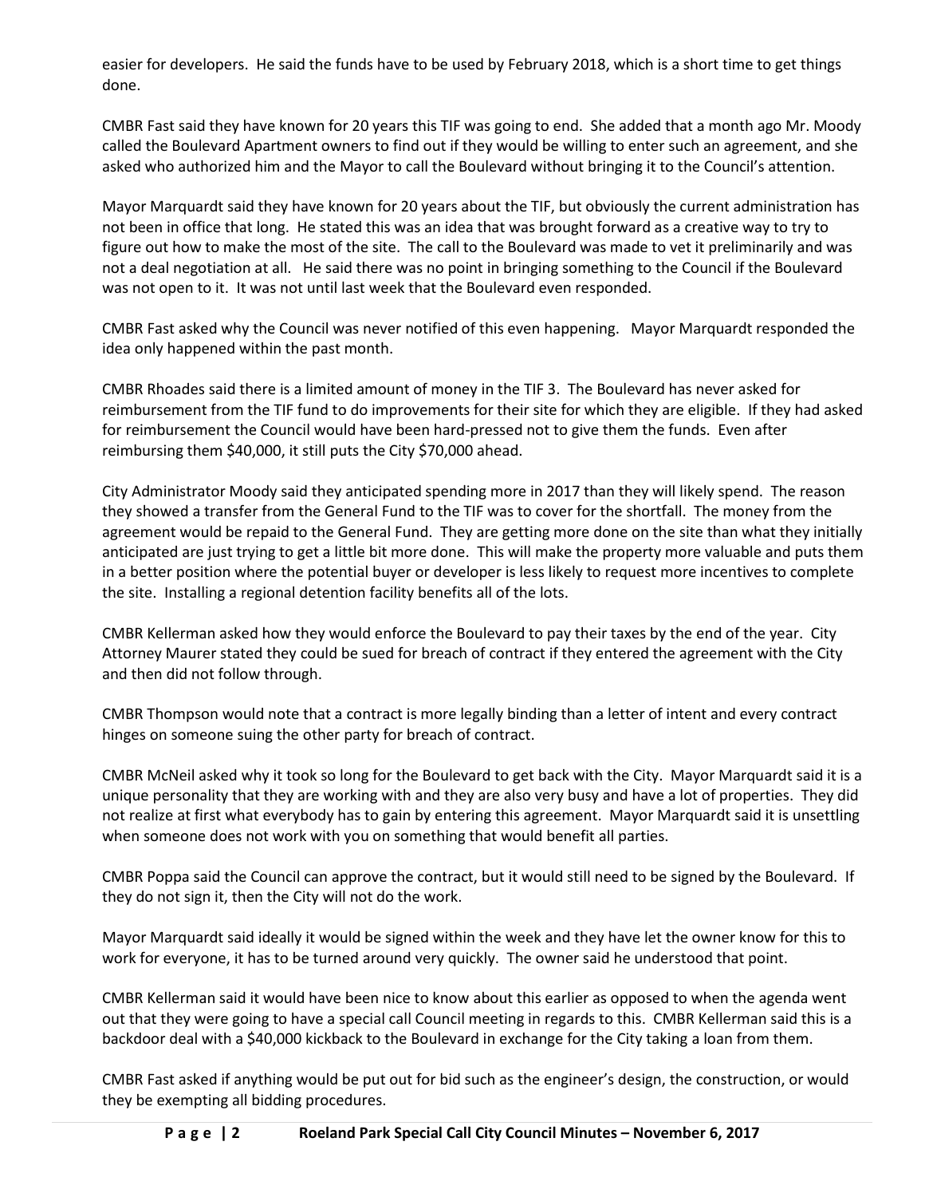easier for developers. He said the funds have to be used by February 2018, which is a short time to get things done.

CMBR Fast said they have known for 20 years this TIF was going to end. She added that a month ago Mr. Moody called the Boulevard Apartment owners to find out if they would be willing to enter such an agreement, and she asked who authorized him and the Mayor to call the Boulevard without bringing it to the Council's attention.

Mayor Marquardt said they have known for 20 years about the TIF, but obviously the current administration has not been in office that long. He stated this was an idea that was brought forward as a creative way to try to figure out how to make the most of the site. The call to the Boulevard was made to vet it preliminarily and was not a deal negotiation at all. He said there was no point in bringing something to the Council if the Boulevard was not open to it. It was not until last week that the Boulevard even responded.

CMBR Fast asked why the Council was never notified of this even happening. Mayor Marquardt responded the idea only happened within the past month.

CMBR Rhoades said there is a limited amount of money in the TIF 3. The Boulevard has never asked for reimbursement from the TIF fund to do improvements for their site for which they are eligible. If they had asked for reimbursement the Council would have been hard-pressed not to give them the funds. Even after reimbursing them $40,000, it still puts the City $70,000 ahead.

City Administrator Moody said they anticipated spending more in 2017 than they will likely spend. The reason they showed a transfer from the General Fund to the TIF was to cover for the shortfall. The money from the agreement would be repaid to the General Fund. They are getting more done on the site than what they initially anticipated are just trying to get a little bit more done. This will make the property more valuable and puts them in a better position where the potential buyer or developer is less likely to request more incentives to complete the site. Installing a regional detention facility benefits all of the lots.

CMBR Kellerman asked how they would enforce the Boulevard to pay their taxes by the end of the year. City Attorney Maurer stated they could be sued for breach of contract if they entered the agreement with the City and then did not follow through.

CMBR Thompson would note that a contract is more legally binding than a letter of intent and every contract hinges on someone suing the other party for breach of contract.

CMBR McNeil asked why it took so long for the Boulevard to get back with the City. Mayor Marquardt said it is a unique personality that they are working with and they are also very busy and have a lot of properties. They did not realize at first what everybody has to gain by entering this agreement. Mayor Marquardt said it is unsettling when someone does not work with you on something that would benefit all parties.

CMBR Poppa said the Council can approve the contract, but it would still need to be signed by the Boulevard. If they do not sign it, then the City will not do the work.

Mayor Marquardt said ideally it would be signed within the week and they have let the owner know for this to work for everyone, it has to be turned around very quickly. The owner said he understood that point.

CMBR Kellerman said it would have been nice to know about this earlier as opposed to when the agenda went out that they were going to have a special call Council meeting in regards to this. CMBR Kellerman said this is a backdoor deal with a $40,000 kickback to the Boulevard in exchange for the City taking a loan from them.

CMBR Fast asked if anything would be put out for bid such as the engineer's design, the construction, or would they be exempting all bidding procedures.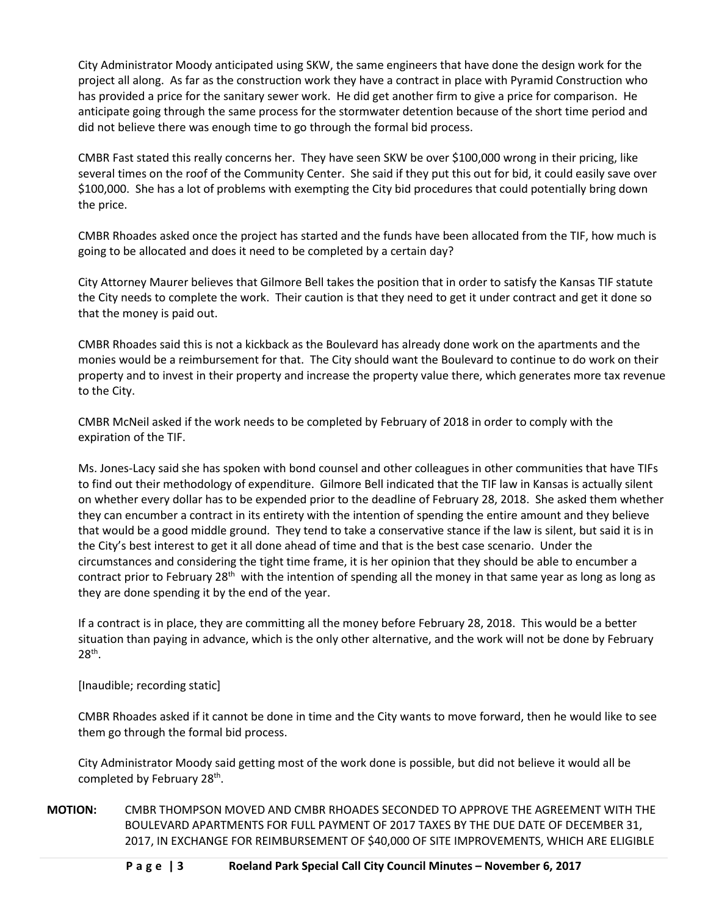City Administrator Moody anticipated using SKW, the same engineers that have done the design work for the project all along. As far as the construction work they have a contract in place with Pyramid Construction who has provided a price for the sanitary sewer work. He did get another firm to give a price for comparison. He anticipate going through the same process for the stormwater detention because of the short time period and did not believe there was enough time to go through the formal bid process.

CMBR Fast stated this really concerns her. They have seen SKW be over $100,000 wrong in their pricing, like several times on the roof of the Community Center. She said if they put this out for bid, it could easily save over $100,000. She has a lot of problems with exempting the City bid procedures that could potentially bring down the price.

CMBR Rhoades asked once the project has started and the funds have been allocated from the TIF, how much is going to be allocated and does it need to be completed by a certain day?

City Attorney Maurer believes that Gilmore Bell takes the position that in order to satisfy the Kansas TIF statute the City needs to complete the work. Their caution is that they need to get it under contract and get it done so that the money is paid out.

CMBR Rhoades said this is not a kickback as the Boulevard has already done work on the apartments and the monies would be a reimbursement for that. The City should want the Boulevard to continue to do work on their property and to invest in their property and increase the property value there, which generates more tax revenue to the City.

CMBR McNeil asked if the work needs to be completed by February of 2018 in order to comply with the expiration of the TIF.

Ms. Jones-Lacy said she has spoken with bond counsel and other colleagues in other communities that have TIFs to find out their methodology of expenditure. Gilmore Bell indicated that the TIF law in Kansas is actually silent on whether every dollar has to be expended prior to the deadline of February 28, 2018. She asked them whether they can encumber a contract in its entirety with the intention of spending the entire amount and they believe that would be a good middle ground. They tend to take a conservative stance if the law is silent, but said it is in the City's best interest to get it all done ahead of time and that is the best case scenario. Under the circumstances and considering the tight time frame, it is her opinion that they should be able to encumber a contract prior to February 28th with the intention of spending all the money in that same year as long as long as they are done spending it by the end of the year.

If a contract is in place, they are committing all the money before February 28, 2018. This would be a better situation than paying in advance, which is the only other alternative, and the work will not be done by February 28th.

[Inaudible; recording static]

CMBR Rhoades asked if it cannot be done in time and the City wants to move forward, then he would like to see them go through the formal bid process.

City Administrator Moody said getting most of the work done is possible, but did not believe it would all be completed by February 28th.

**MOTION:** CMBR THOMPSON MOVED AND CMBR RHOADES SECONDED TO APPROVE THE AGREEMENT WITH THE BOULEVARD APARTMENTS FOR FULL PAYMENT OF 2017 TAXES BY THE DUE DATE OF DECEMBER 31, 2017, IN EXCHANGE FOR REIMBURSEMENT OF $40,000 OF SITE IMPROVEMENTS, WHICH ARE ELIGIBLE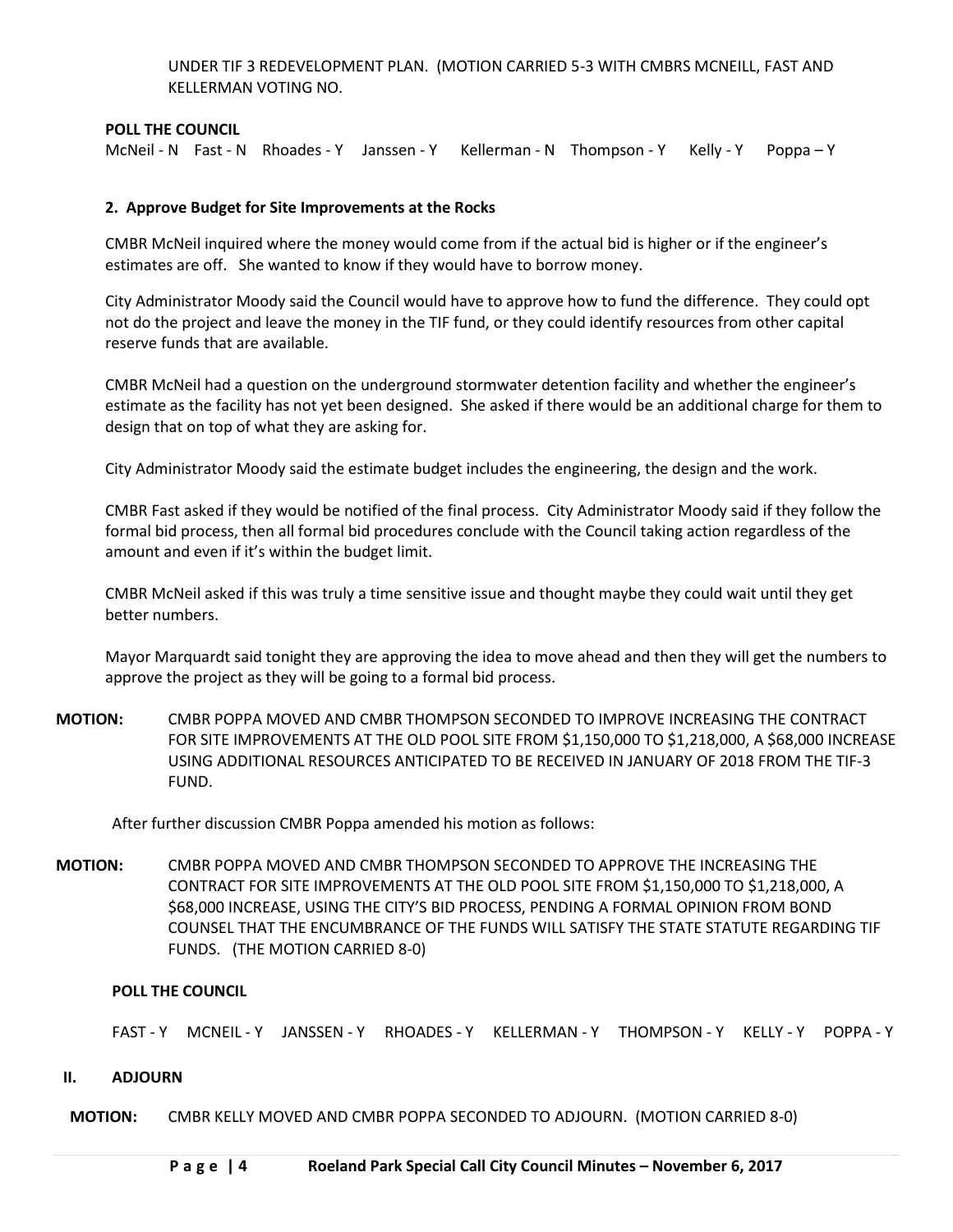UNDER TIF 3 REDEVELOPMENT PLAN. (MOTION CARRIED 5-3 WITH CMBRS MCNEILL, FAST AND KELLERMAN VOTING NO.

**POLL THE COUNCIL**

McNeil - N Fast - N Rhoades - Y Janssen - Y Kellerman - N Thompson - Y Kelly - Y Poppa – Y

**2. Approve Budget for Site Improvements at the Rocks**

CMBR McNeil inquired where the money would come from if the actual bid is higher or if the engineer's estimates are off. She wanted to know if they would have to borrow money.

City Administrator Moody said the Council would have to approve how to fund the difference. They could opt not do the project and leave the money in the TIF fund, or they could identify resources from other capital reserve funds that are available.

CMBR McNeil had a question on the underground stormwater detention facility and whether the engineer's estimate as the facility has not yet been designed. She asked if there would be an additional charge for them to design that on top of what they are asking for.

City Administrator Moody said the estimate budget includes the engineering, the design and the work.

CMBR Fast asked if they would be notified of the final process. City Administrator Moody said if they follow the formal bid process, then all formal bid procedures conclude with the Council taking action regardless of the amount and even if it's within the budget limit.

CMBR McNeil asked if this was truly a time sensitive issue and thought maybe they could wait until they get better numbers.

Mayor Marquardt said tonight they are approving the idea to move ahead and then they will get the numbers to approve the project as they will be going to a formal bid process.

**MOTION:** CMBR POPPA MOVED AND CMBR THOMPSON SECONDED TO IMPROVE INCREASING THE CONTRACT FOR SITE IMPROVEMENTS AT THE OLD POOL SITE FROM $1,150,000 TO $1,218,000, A $68,000 INCREASE USING ADDITIONAL RESOURCES ANTICIPATED TO BE RECEIVED IN JANUARY OF 2018 FROM THE TIF-3 FUND.

After further discussion CMBR Poppa amended his motion as follows:

**MOTION:** CMBR POPPA MOVED AND CMBR THOMPSON SECONDED TO APPROVE THE INCREASING THE CONTRACT FOR SITE IMPROVEMENTS AT THE OLD POOL SITE FROM $1,150,000 TO $1,218,000, A $68,000 INCREASE, USING THE CITY'S BID PROCESS, PENDING A FORMAL OPINION FROM BOND COUNSEL THAT THE ENCUMBRANCE OF THE FUNDS WILL SATISFY THE STATE STATUTE REGARDING TIF FUNDS. (THE MOTION CARRIED 8-0)

**POLL THE COUNCIL**

FAST - Y MCNEIL - Y JANSSEN - Y RHOADES - Y KELLERMAN - Y THOMPSON - Y KELLY - Y POPPA - Y

## II. ADJOURN

**MOTION:** CMBR KELLY MOVED AND CMBR POPPA SECONDED TO ADJOURN. (MOTION CARRIED 8-0)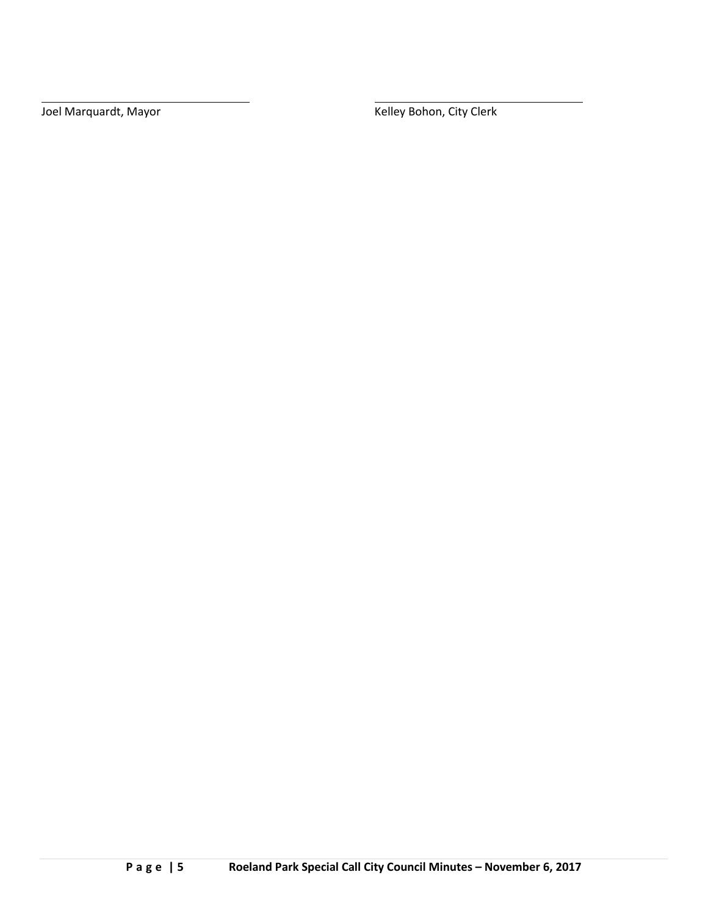\_\_\_\_\_\_\_\_\_\_\_\_\_\_\_\_\_\_\_\_\_\_\_\_\_\_\_\_\_\_\_\_
Joel Marquardt, Mayor

\_\_\_\_\_\_\_\_\_\_\_\_\_\_\_\_\_\_\_\_\_\_\_\_\_\_\_\_\_\_\_\_
Kelley Bohon, City Clerk